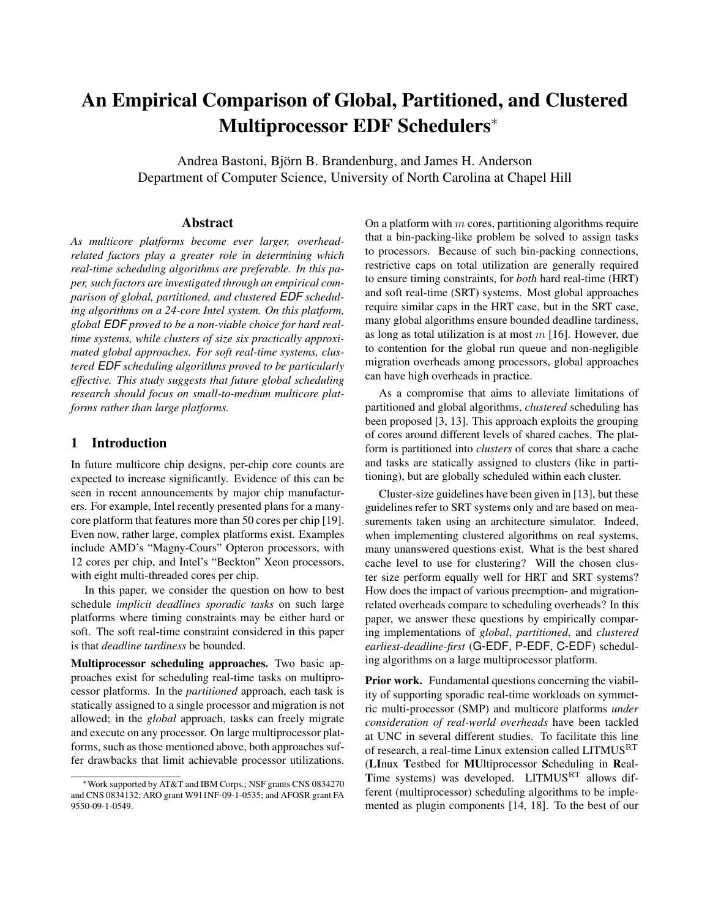# An Empirical Comparison of Global, Partitioned, and Clustered Multiprocessor EDF Schedulers*

Andrea Bastoni, Björn B. Brandenburg, and James H. Anderson
Department of Computer Science, University of North Carolina at Chapel Hill

## Abstract

*As multicore platforms become ever larger, overhead-related factors play a greater role in determining which real-time scheduling algorithms are preferable. In this paper, such factors are investigated through an empirical comparison of global, partitioned, and clustered EDF scheduling algorithms on a 24-core Intel system. On this platform, global EDF proved to be a non-viable choice for hard real-time systems, while clusters of size six practically approximated global approaches. For soft real-time systems, clustered EDF scheduling algorithms proved to be particularly effective. This study suggests that future global scheduling research should focus on small-to-medium multicore platforms rather than large platforms.*

## 1 Introduction

In future multicore chip designs, per-chip core counts are expected to increase significantly. Evidence of this can be seen in recent announcements by major chip manufacturers. For example, Intel recently presented plans for a many-core platform that features more than 50 cores per chip [19]. Even now, rather large, complex platforms exist. Examples include AMD's "Magny-Cours" Opteron processors, with 12 cores per chip, and Intel's "Beckton" Xeon processors, with eight multi-threaded cores per chip.

In this paper, we consider the question on how to best schedule *implicit deadlines sporadic tasks* on such large platforms where timing constraints may be either hard or soft. The soft real-time constraint considered in this paper is that *deadline tardiness* be bounded.

**Multiprocessor scheduling approaches.** Two basic approaches exist for scheduling real-time tasks on multiprocessor platforms. In the *partitioned* approach, each task is statically assigned to a single processor and migration is not allowed; in the *global* approach, tasks can freely migrate and execute on any processor. On large multiprocessor platforms, such as those mentioned above, both approaches suffer drawbacks that limit achievable processor utilizations. On a platform with $m$ cores, partitioning algorithms require that a bin-packing-like problem be solved to assign tasks to processors. Because of such bin-packing connections, restrictive caps on total utilization are generally required to ensure timing constraints, for *both* hard real-time (HRT) and soft real-time (SRT) systems. Most global approaches require similar caps in the HRT case, but in the SRT case, many global algorithms ensure bounded deadline tardiness, as long as total utilization is at most $m$ [16]. However, due to contention for the global run queue and non-negligible migration overheads among processors, global approaches can have high overheads in practice.

As a compromise that aims to alleviate limitations of partitioned and global algorithms, *clustered* scheduling has been proposed [3, 13]. This approach exploits the grouping of cores around different levels of shared caches. The platform is partitioned into *clusters* of cores that share a cache and tasks are statically assigned to clusters (like in partitioning), but are globally scheduled within each cluster.

Cluster-size guidelines have been given in [13], but these guidelines refer to SRT systems only and are based on measurements taken using an architecture simulator. Indeed, when implementing clustered algorithms on real systems, many unanswered questions exist. What is the best shared cache level to use for clustering? Will the chosen cluster size perform equally well for HRT and SRT systems? How does the impact of various preemption- and migration-related overheads compare to scheduling overheads? In this paper, we answer these questions by empirically comparing implementations of *global*, *partitioned*, and *clustered earliest-deadline-first* (G-EDF, P-EDF, C-EDF) scheduling algorithms on a large multiprocessor platform.

**Prior work.** Fundamental questions concerning the viability of supporting sporadic real-time workloads on symmetric multi-processor (SMP) and multicore platforms *under consideration of real-world overheads* have been tackled at UNC in several different studies. To facilitate this line of research, a real-time Linux extension called LITMUS$^{\mathrm{RT}}$ (**LI**nux **T**estbed for **MU**ltiprocessor **S**cheduling in **R**eal-**T**ime systems) was developed. LITMUS$^{\mathrm{RT}}$ allows different (multiprocessor) scheduling algorithms to be implemented as plugin components [14, 18]. To the best of our

*Work supported by AT&T and IBM Corps.; NSF grants CNS 0834270 and CNS 0834132; ARO grant W911NF-09-1-0535; and AFOSR grant FA 9550-09-1-0549.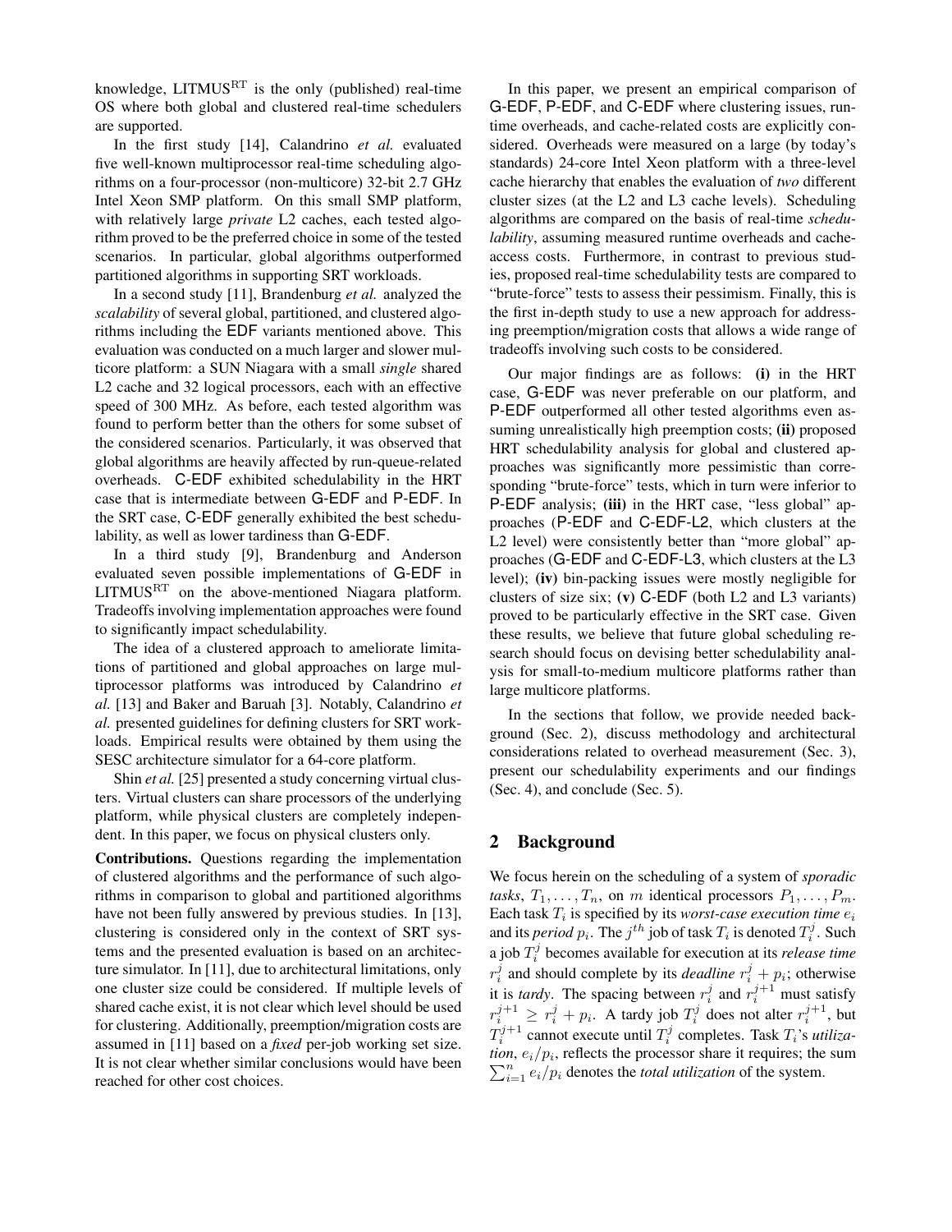knowledge, LITMUS$^{\rm RT}$ is the only (published) real-time OS where both global and clustered real-time schedulers are supported.

In the first study [14], Calandrino *et al.* evaluated five well-known multiprocessor real-time scheduling algorithms on a four-processor (non-multicore) 32-bit 2.7 GHz Intel Xeon SMP platform. On this small SMP platform, with relatively large *private* L2 caches, each tested algorithm proved to be the preferred choice in some of the tested scenarios. In particular, global algorithms outperformed partitioned algorithms in supporting SRT workloads.

In a second study [11], Brandenburg *et al.* analyzed the *scalability* of several global, partitioned, and clustered algorithms including the EDF variants mentioned above. This evaluation was conducted on a much larger and slower multicore platform: a SUN Niagara with a small *single* shared L2 cache and 32 logical processors, each with an effective speed of 300 MHz. As before, each tested algorithm was found to perform better than the others for some subset of the considered scenarios. Particularly, it was observed that global algorithms are heavily affected by run-queue-related overheads. C-EDF exhibited schedulability in the HRT case that is intermediate between G-EDF and P-EDF. In the SRT case, C-EDF generally exhibited the best schedulability, as well as lower tardiness than G-EDF.

In a third study [9], Brandenburg and Anderson evaluated seven possible implementations of G-EDF in LITMUS$^{\rm RT}$ on the above-mentioned Niagara platform. Tradeoffs involving implementation approaches were found to significantly impact schedulability.

The idea of a clustered approach to ameliorate limitations of partitioned and global approaches on large multiprocessor platforms was introduced by Calandrino *et al.* [13] and Baker and Baruah [3]. Notably, Calandrino *et al.* presented guidelines for defining clusters for SRT workloads. Empirical results were obtained by them using the SESC architecture simulator for a 64-core platform.

Shin *et al.* [25] presented a study concerning virtual clusters. Virtual clusters can share processors of the underlying platform, while physical clusters are completely independent. In this paper, we focus on physical clusters only.

**Contributions.** Questions regarding the implementation of clustered algorithms and the performance of such algorithms in comparison to global and partitioned algorithms have not been fully answered by previous studies. In [13], clustering is considered only in the context of SRT systems and the presented evaluation is based on an architecture simulator. In [11], due to architectural limitations, only one cluster size could be considered. If multiple levels of shared cache exist, it is not clear which level should be used for clustering. Additionally, preemption/migration costs are assumed in [11] based on a *fixed* per-job working set size. It is not clear whether similar conclusions would have been reached for other cost choices.

In this paper, we present an empirical comparison of G-EDF, P-EDF, and C-EDF where clustering issues, runtime overheads, and cache-related costs are explicitly considered. Overheads were measured on a large (by today's standards) 24-core Intel Xeon platform with a three-level cache hierarchy that enables the evaluation of *two* different cluster sizes (at the L2 and L3 cache levels). Scheduling algorithms are compared on the basis of real-time *schedulability*, assuming measured runtime overheads and cache-access costs. Furthermore, in contrast to previous studies, proposed real-time schedulability tests are compared to "brute-force" tests to assess their pessimism. Finally, this is the first in-depth study to use a new approach for addressing preemption/migration costs that allows a wide range of tradeoffs involving such costs to be considered.

Our major findings are as follows: **(i)** in the HRT case, G-EDF was never preferable on our platform, and P-EDF outperformed all other tested algorithms even assuming unrealistically high preemption costs; **(ii)** proposed HRT schedulability analysis for global and clustered approaches was significantly more pessimistic than corresponding "brute-force" tests, which in turn were inferior to P-EDF analysis; **(iii)** in the HRT case, "less global" approaches (P-EDF and C-EDF-L2, which clusters at the L2 level) were consistently better than "more global" approaches (G-EDF and C-EDF-L3, which clusters at the L3 level); **(iv)** bin-packing issues were mostly negligible for clusters of size six; **(v)** C-EDF (both L2 and L3 variants) proved to be particularly effective in the SRT case. Given these results, we believe that future global scheduling research should focus on devising better schedulability analysis for small-to-medium multicore platforms rather than large multicore platforms.

In the sections that follow, we provide needed background (Sec. 2), discuss methodology and architectural considerations related to overhead measurement (Sec. 3), present our schedulability experiments and our findings (Sec. 4), and conclude (Sec. 5).

## 2 Background

We focus herein on the scheduling of a system of *sporadic tasks*, $T_1, \ldots, T_n$, on $m$ identical processors $P_1, \ldots, P_m$. Each task $T_i$ is specified by its *worst-case execution time* $e_i$ and its *period* $p_i$. The $j^{th}$ job of task $T_i$ is denoted $T_i^j$. Such a job $T_i^j$ becomes available for execution at its *release time* $r_i^j$ and should complete by its *deadline* $r_i^j + p_i$; otherwise it is *tardy*. The spacing between $r_i^j$ and $r_i^{j+1}$ must satisfy $r_i^{j+1} \geq r_i^j + p_i$. A tardy job $T_i^j$ does not alter $r_i^{j+1}$, but $T_i^{j+1}$ cannot execute until $T_i^j$ completes. Task $T_i$'s *utilization*, $e_i/p_i$, reflects the processor share it requires; the sum $\sum_{i=1}^{n} e_i/p_i$ denotes the *total utilization* of the system.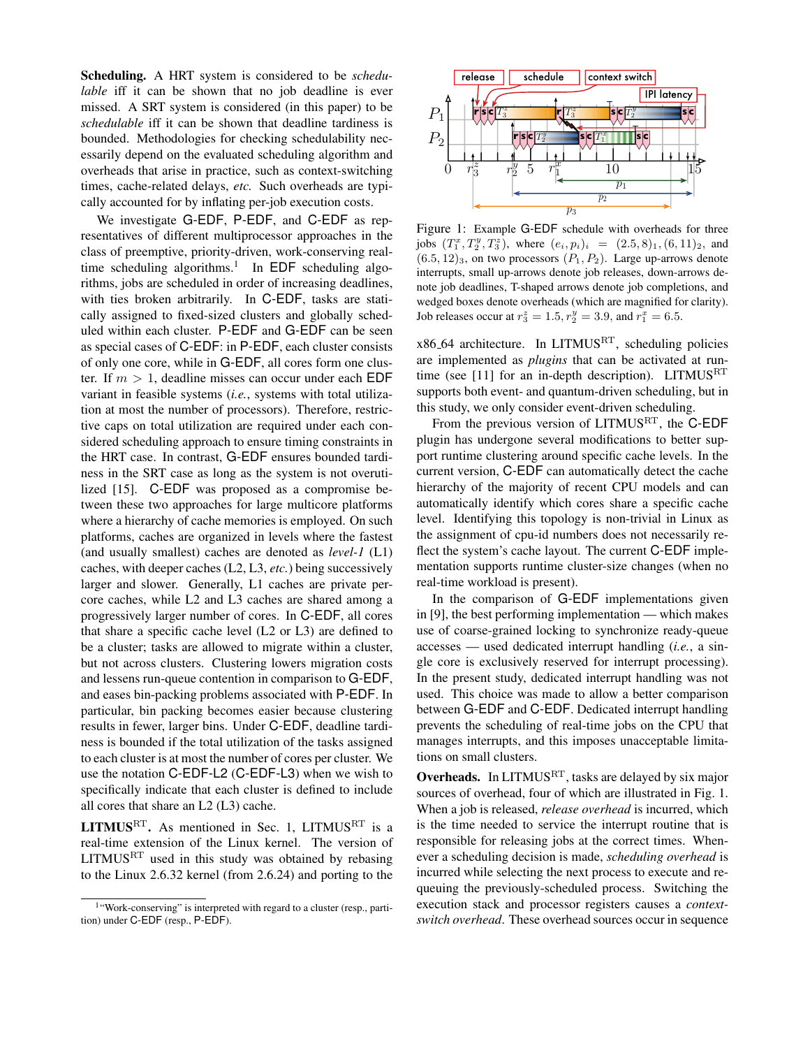**Scheduling.** A HRT system is considered to be *schedulable* iff it can be shown that no job deadline is ever missed. A SRT system is considered (in this paper) to be *schedulable* iff it can be shown that deadline tardiness is bounded. Methodologies for checking schedulability necessarily depend on the evaluated scheduling algorithm and overheads that arise in practice, such as context-switching times, cache-related delays, *etc.* Such overheads are typically accounted for by inflating per-job execution costs.

We investigate G-EDF, P-EDF, and C-EDF as representatives of different multiprocessor approaches in the class of preemptive, priority-driven, work-conserving real-time scheduling algorithms.[1] In EDF scheduling algorithms, jobs are scheduled in order of increasing deadlines, with ties broken arbitrarily. In C-EDF, tasks are statically assigned to fixed-sized clusters and globally scheduled within each cluster. P-EDF and G-EDF can be seen as special cases of C-EDF: in P-EDF, each cluster consists of only one core, while in G-EDF, all cores form one cluster. If $m > 1$, deadline misses can occur under each EDF variant in feasible systems (*i.e.*, systems with total utilization at most the number of processors). Therefore, restrictive caps on total utilization are required under each considered scheduling approach to ensure timing constraints in the HRT case. In contrast, G-EDF ensures bounded tardiness in the SRT case as long as the system is not overutilized [15]. C-EDF was proposed as a compromise between these two approaches for large multicore platforms where a hierarchy of cache memories is employed. On such platforms, caches are organized in levels where the fastest (and usually smallest) caches are denoted as *level-1* (L1) caches, with deeper caches (L2, L3, *etc.*) being successively larger and slower. Generally, L1 caches are private per-core caches, while L2 and L3 caches are shared among a progressively larger number of cores. In C-EDF, all cores that share a specific cache level (L2 or L3) are defined to be a cluster; tasks are allowed to migrate within a cluster, but not across clusters. Clustering lowers migration costs and lessens run-queue contention in comparison to G-EDF, and eases bin-packing problems associated with P-EDF. In particular, bin packing becomes easier because clustering results in fewer, larger bins. Under C-EDF, deadline tardiness is bounded if the total utilization of the tasks assigned to each cluster is at most the number of cores per cluster. We use the notation C-EDF-L2 (C-EDF-L3) when we wish to specifically indicate that each cluster is defined to include all cores that share an L2 (L3) cache.

**LITMUS$^{\text{RT}}$.** As mentioned in Sec. 1, LITMUS$^{\text{RT}}$ is a real-time extension of the Linux kernel. The version of LITMUS$^{\text{RT}}$ used in this study was obtained by rebasing to the Linux 2.6.32 kernel (from 2.6.24) and porting to the x86_64 architecture. In LITMUS$^{\text{RT}}$, scheduling policies are implemented as *plugins* that can be activated at runtime (see [11] for an in-depth description). LITMUS$^{\text{RT}}$ supports both event- and quantum-driven scheduling, but in this study, we only consider event-driven scheduling.

From the previous version of LITMUS$^{\text{RT}}$, the C-EDF plugin has undergone several modifications to better support runtime clustering around specific cache levels. In the current version, C-EDF can automatically detect the cache hierarchy of the majority of recent CPU models and can automatically identify which cores share a specific cache level. Identifying this topology is non-trivial in Linux as the assignment of cpu-id numbers does not necessarily reflect the system's cache layout. The current C-EDF implementation supports runtime cluster-size changes (when no real-time workload is present).

In the comparison of G-EDF implementations given in [9], the best performing implementation — which makes use of coarse-grained locking to synchronize ready-queue accesses — used dedicated interrupt handling (*i.e.*, a single core is exclusively reserved for interrupt processing). In the present study, dedicated interrupt handling was not used. This choice was made to allow a better comparison between G-EDF and C-EDF. Dedicated interrupt handling prevents the scheduling of real-time jobs on the CPU that manages interrupts, and this imposes unacceptable limitations on small clusters.

Figure 1: Example G-EDF schedule with overheads for three jobs $(T_1^x, T_2^y, T_3^z)$, where $(e_i, p_i)_i = (2.5, 8)_1, (6, 11)_2$, and $(6.5, 12)_3$, on two processors $(P_1, P_2)$. Large up-arrows denote interrupts, small up-arrows denote job releases, down-arrows denote job deadlines, T-shaped arrows denote job completions, and wedged boxes denote overheads (which are magnified for clarity). Job releases occur at $r_3^z = 1.5, r_2^y = 3.9$, and $r_1^x = 6.5$.

**Overheads.** In LITMUS$^{\text{RT}}$, tasks are delayed by six major sources of overhead, four of which are illustrated in Fig. 1. When a job is released, *release overhead* is incurred, which is the time needed to service the interrupt routine that is responsible for releasing jobs at the correct times. Whenever a scheduling decision is made, *scheduling overhead* is incurred while selecting the next process to execute and requeuing the previously-scheduled process. Switching the execution stack and processor registers causes a *context-switch overhead*. These overhead sources occur in sequence

[1] "Work-conserving" is interpreted with regard to a cluster (resp., partition) under C-EDF (resp., P-EDF).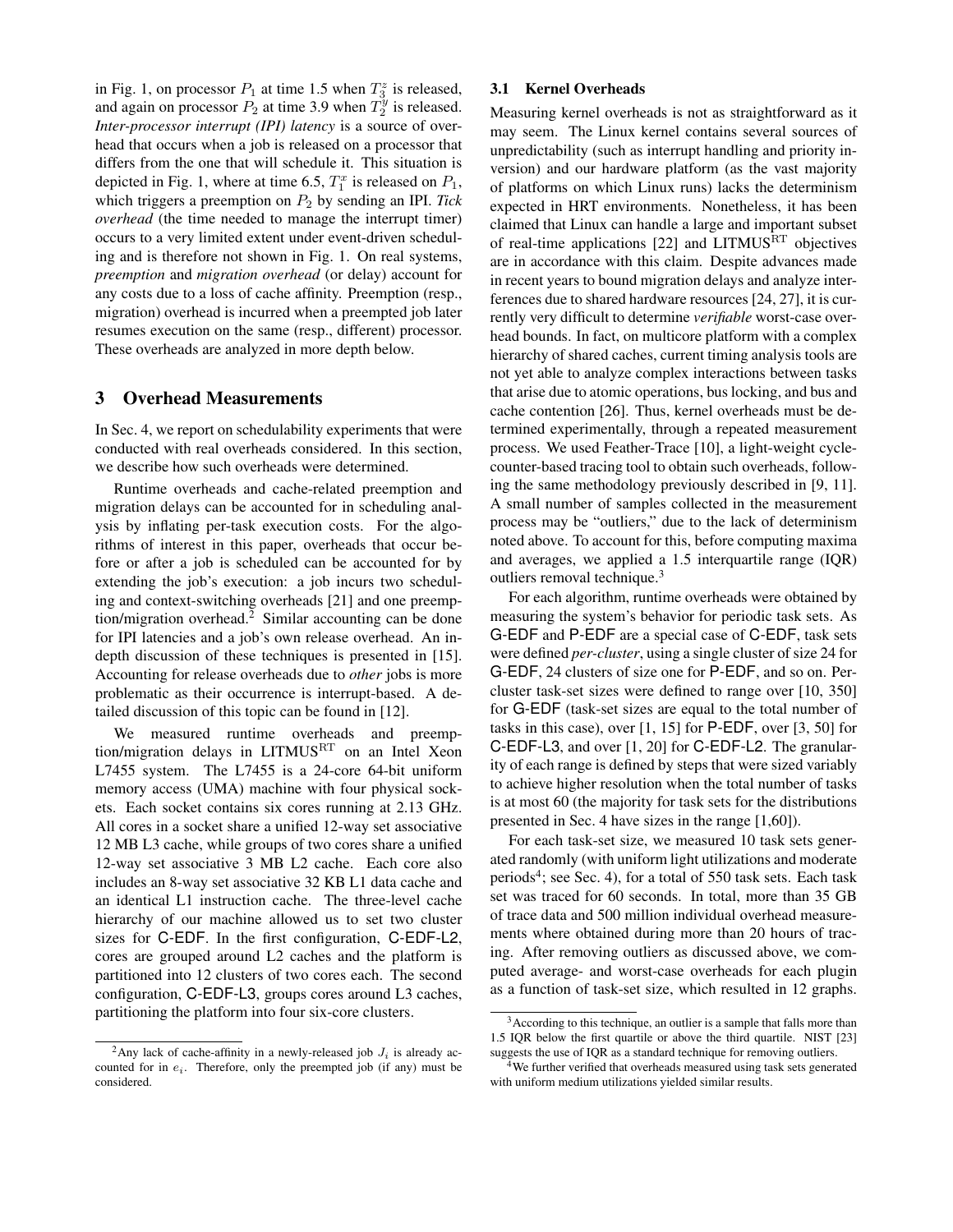in Fig. 1, on processor $P_1$ at time 1.5 when $T_3^z$ is released, and again on processor $P_2$ at time 3.9 when $T_2^y$ is released. *Inter-processor interrupt (IPI) latency* is a source of overhead that occurs when a job is released on a processor that differs from the one that will schedule it. This situation is depicted in Fig. 1, where at time 6.5, $T_1^x$ is released on $P_1$, which triggers a preemption on $P_2$ by sending an IPI. *Tick overhead* (the time needed to manage the interrupt timer) occurs to a very limited extent under event-driven scheduling and is therefore not shown in Fig. 1. On real systems, *preemption* and *migration overhead* (or delay) account for any costs due to a loss of cache affinity. Preemption (resp., migration) overhead is incurred when a preempted job later resumes execution on the same (resp., different) processor. These overheads are analyzed in more depth below.

## 3 Overhead Measurements

In Sec. 4, we report on schedulability experiments that were conducted with real overheads considered. In this section, we describe how such overheads were determined.

Runtime overheads and cache-related preemption and migration delays can be accounted for in scheduling analysis by inflating per-task execution costs. For the algorithms of interest in this paper, overheads that occur before or after a job is scheduled can be accounted for by extending the job's execution: a job incurs two scheduling and context-switching overheads [21] and one preemption/migration overhead.[2] Similar accounting can be done for IPI latencies and a job's own release overhead. An in-depth discussion of these techniques is presented in [15]. Accounting for release overheads due to *other* jobs is more problematic as their occurrence is interrupt-based. A detailed discussion of this topic can be found in [12].

We measured runtime overheads and preemption/migration delays in LITMUS$^{\rm RT}$ on an Intel Xeon L7455 system. The L7455 is a 24-core 64-bit uniform memory access (UMA) machine with four physical sockets. Each socket contains six cores running at 2.13 GHz. All cores in a socket share a unified 12-way set associative 12 MB L3 cache, while groups of two cores share a unified 12-way set associative 3 MB L2 cache. Each core also includes an 8-way set associative 32 KB L1 data cache and an identical L1 instruction cache. The three-level cache hierarchy of our machine allowed us to set two cluster sizes for C-EDF. In the first configuration, C-EDF-L2, cores are grouped around L2 caches and the platform is partitioned into 12 clusters of two cores each. The second configuration, C-EDF-L3, groups cores around L3 caches, partitioning the platform into four six-core clusters.

### 3.1 Kernel Overheads

Measuring kernel overheads is not as straightforward as it may seem. The Linux kernel contains several sources of unpredictability (such as interrupt handling and priority inversion) and our hardware platform (as the vast majority of platforms on which Linux runs) lacks the determinism expected in HRT environments. Nonetheless, it has been claimed that Linux can handle a large and important subset of real-time applications [22] and LITMUS$^{\rm RT}$ objectives are in accordance with this claim. Despite advances made in recent years to bound migration delays and analyze interferences due to shared hardware resources [24, 27], it is currently very difficult to determine *verifiable* worst-case overhead bounds. In fact, on multicore platform with a complex hierarchy of shared caches, current timing analysis tools are not yet able to analyze complex interactions between tasks that arise due to atomic operations, bus locking, and bus and cache contention [26]. Thus, kernel overheads must be determined experimentally, through a repeated measurement process. We used Feather-Trace [10], a light-weight cycle-counter-based tracing tool to obtain such overheads, following the same methodology previously described in [9, 11]. A small number of samples collected in the measurement process may be "outliers," due to the lack of determinism noted above. To account for this, before computing maxima and averages, we applied a 1.5 interquartile range (IQR) outliers removal technique.[3]

For each algorithm, runtime overheads were obtained by measuring the system's behavior for periodic task sets. As G-EDF and P-EDF are a special case of C-EDF, task sets were defined *per-cluster*, using a single cluster of size 24 for G-EDF, 24 clusters of size one for P-EDF, and so on. Per-cluster task-set sizes were defined to range over [10, 350] for G-EDF (task-set sizes are equal to the total number of tasks in this case), over [1, 15] for P-EDF, over [3, 50] for C-EDF-L3, and over [1, 20] for C-EDF-L2. The granularity of each range is defined by steps that were sized variably to achieve higher resolution when the total number of tasks is at most 60 (the majority for task sets for the distributions presented in Sec. 4 have sizes in the range [1,60]).

For each task-set size, we measured 10 task sets generated randomly (with uniform light utilizations and moderate periods[4]; see Sec. 4), for a total of 550 task sets. Each task set was traced for 60 seconds. In total, more than 35 GB of trace data and 500 million individual overhead measurements where obtained during more than 20 hours of tracing. After removing outliers as discussed above, we computed average- and worst-case overheads for each plugin as a function of task-set size, which resulted in 12 graphs.

---

[2] Any lack of cache-affinity in a newly-released job $J_i$ is already accounted for in $e_i$. Therefore, only the preempted job (if any) must be considered.

[3] According to this technique, an outlier is a sample that falls more than 1.5 IQR below the first quartile or above the third quartile. NIST [23] suggests the use of IQR as a standard technique for removing outliers.

[4] We further verified that overheads measured using task sets generated with uniform medium utilizations yielded similar results.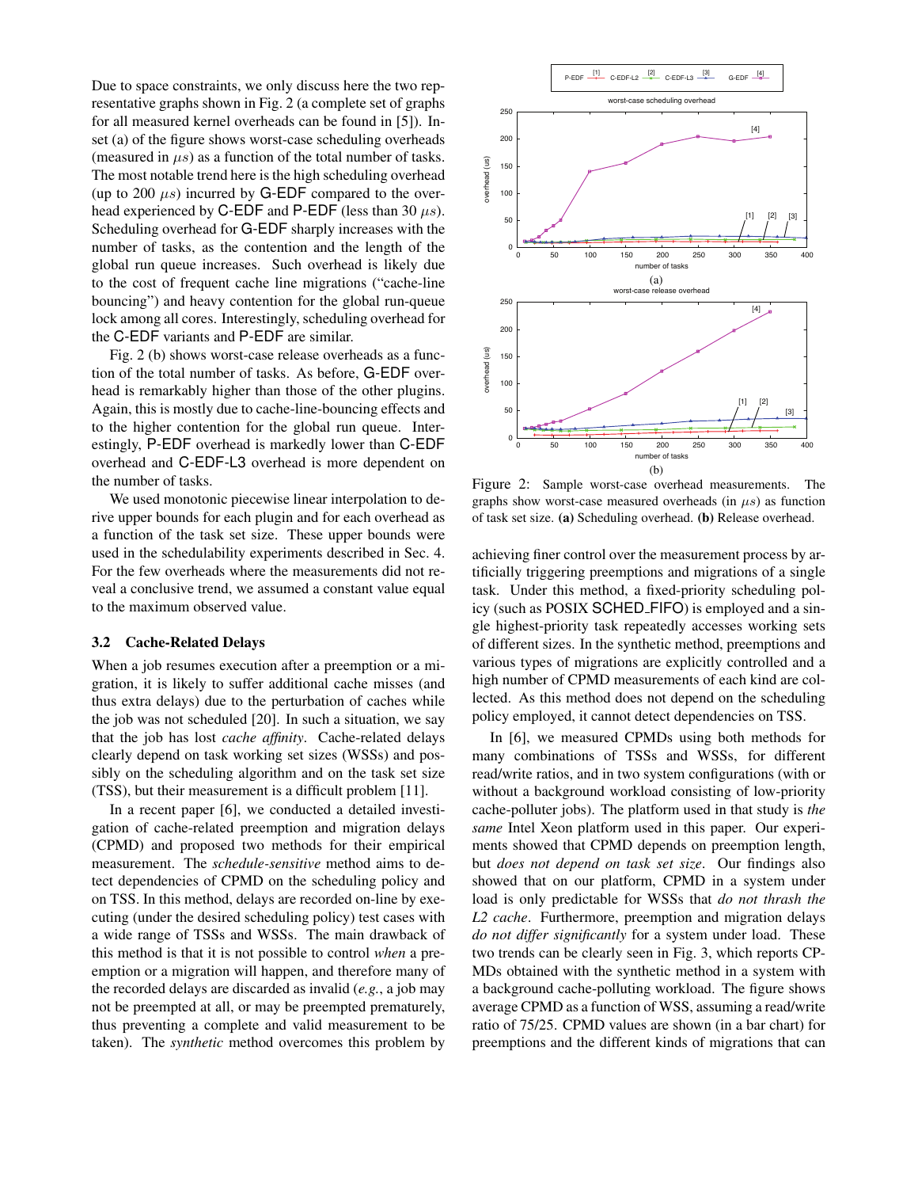Due to space constraints, we only discuss here the two representative graphs shown in Fig. 2 (a complete set of graphs for all measured kernel overheads can be found in [5]). Inset (a) of the figure shows worst-case scheduling overheads (measured in $\mu s$) as a function of the total number of tasks. The most notable trend here is the high scheduling overhead (up to 200 $\mu s$) incurred by G-EDF compared to the overhead experienced by C-EDF and P-EDF (less than 30 $\mu s$). Scheduling overhead for G-EDF sharply increases with the number of tasks, as the contention and the length of the global run queue increases. Such overhead is likely due to the cost of frequent cache line migrations ("cache-line bouncing") and heavy contention for the global run-queue lock among all cores. Interestingly, scheduling overhead for the C-EDF variants and P-EDF are similar.

Fig. 2 (b) shows worst-case release overheads as a function of the total number of tasks. As before, G-EDF overhead is remarkably higher than those of the other plugins. Again, this is mostly due to cache-line-bouncing effects and to the higher contention for the global run queue. Interestingly, P-EDF overhead is markedly lower than C-EDF overhead and C-EDF-L3 overhead is more dependent on the number of tasks.

We used monotonic piecewise linear interpolation to derive upper bounds for each plugin and for each overhead as a function of the task set size. These upper bounds were used in the schedulability experiments described in Sec. 4. For the few overheads where the measurements did not reveal a conclusive trend, we assumed a constant value equal to the maximum observed value.

### 3.2 Cache-Related Delays

When a job resumes execution after a preemption or a migration, it is likely to suffer additional cache misses (and thus extra delays) due to the perturbation of caches while the job was not scheduled [20]. In such a situation, we say that the job has lost *cache affinity*. Cache-related delays clearly depend on task working set sizes (WSSs) and possibly on the scheduling algorithm and on the task set size (TSS), but their measurement is a difficult problem [11].

In a recent paper [6], we conducted a detailed investigation of cache-related preemption and migration delays (CPMD) and proposed two methods for their empirical measurement. The *schedule-sensitive* method aims to detect dependencies of CPMD on the scheduling policy and on TSS. In this method, delays are recorded on-line by executing (under the desired scheduling policy) test cases with a wide range of TSSs and WSSs. The main drawback of this method is that it is not possible to control *when* a preemption or a migration will happen, and therefore many of the recorded delays are discarded as invalid (*e.g.*, a job may not be preempted at all, or may be preempted prematurely, thus preventing a complete and valid measurement to be taken). The *synthetic* method overcomes this problem by achieving finer control over the measurement process by artificially triggering preemptions and migrations of a single task. Under this method, a fixed-priority scheduling policy (such as POSIX SCHED_FIFO) is employed and a single highest-priority task repeatedly accesses working sets of different sizes. In the synthetic method, preemptions and various types of migrations are explicitly controlled and a high number of CPMD measurements of each kind are collected. As this method does not depend on the scheduling policy employed, it cannot detect dependencies on TSS.

P-EDF [1] C-EDF-L2 [2] C-EDF-L3 [3] G-EDF [4]

worst-case scheduling overhead

overhead (us)

number of tasks

(a)

worst-case release overhead

overhead (us)

number of tasks

(b)

Figure 2: Sample worst-case overhead measurements. The graphs show worst-case measured overheads (in $\mu s$) as function of task set size. **(a)** Scheduling overhead. **(b)** Release overhead.

In [6], we measured CPMDs using both methods for many combinations of TSSs and WSSs, for different read/write ratios, and in two system configurations (with or without a background workload consisting of low-priority cache-polluter jobs). The platform used in that study is *the same* Intel Xeon platform used in this paper. Our experiments showed that CPMD depends on preemption length, but *does not depend on task set size*. Our findings also showed that on our platform, CPMD in a system under load is only predictable for WSSs that *do not thrash the L2 cache*. Furthermore, preemption and migration delays *do not differ significantly* for a system under load. These two trends can be clearly seen in Fig. 3, which reports CPMDs obtained with the synthetic method in a system with a background cache-polluting workload. The figure shows average CPMD as a function of WSS, assuming a read/write ratio of 75/25. CPMD values are shown (in a bar chart) for preemptions and the different kinds of migrations that can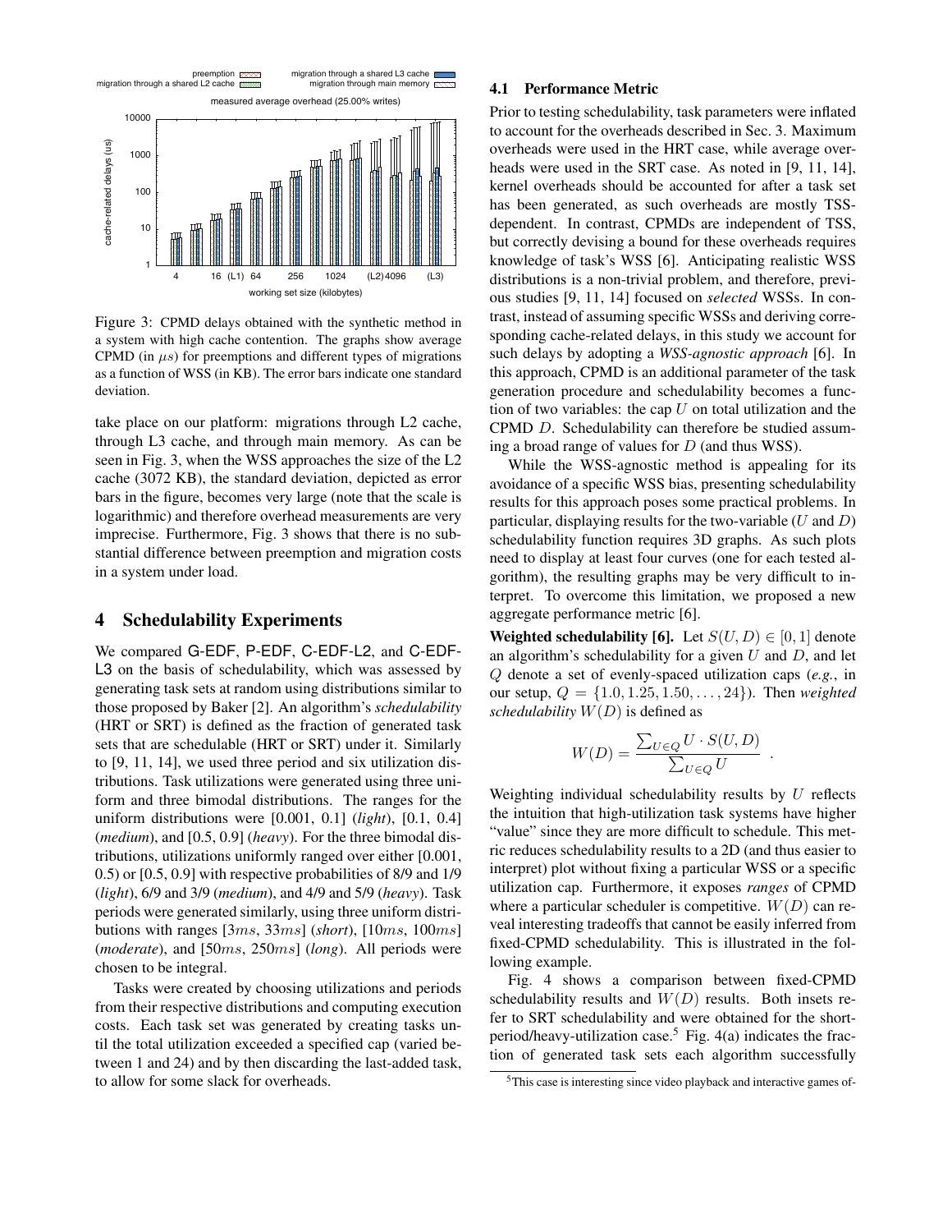Figure 3: CPMD delays obtained with the synthetic method in a system with high cache contention. The graphs show average CPMD (in $\mu s$) for preemptions and different types of migrations as a function of WSS (in KB). The error bars indicate one standard deviation.

take place on our platform: migrations through L2 cache, through L3 cache, and through main memory. As can be seen in Fig. 3, when the WSS approaches the size of the L2 cache (3072 KB), the standard deviation, depicted as error bars in the figure, becomes very large (note that the scale is logarithmic) and therefore overhead measurements are very imprecise. Furthermore, Fig. 3 shows that there is no substantial difference between preemption and migration costs in a system under load.

# 4 Schedulability Experiments

We compared G-EDF, P-EDF, C-EDF-L2, and C-EDF-L3 on the basis of schedulability, which was assessed by generating task sets at random using distributions similar to those proposed by Baker [2]. An algorithm's *schedulability* (HRT or SRT) is defined as the fraction of generated task sets that are schedulable (HRT or SRT) under it. Similarly to [9, 11, 14], we used three period and six utilization distributions. Task utilizations were generated using three uniform and three bimodal distributions. The ranges for the uniform distributions were [0.001, 0.1] (*light*), [0.1, 0.4] (*medium*), and [0.5, 0.9] (*heavy*). For the three bimodal distributions, utilizations uniformly ranged over either [0.001, 0.5) or [0.5, 0.9] with respective probabilities of 8/9 and 1/9 (*light*), 6/9 and 3/9 (*medium*), and 4/9 and 5/9 (*heavy*). Task periods were generated similarly, using three uniform distributions with ranges [$3ms$, $33ms$] (*short*), [$10ms$, $100ms$] (*moderate*), and [$50ms$, $250ms$] (*long*). All periods were chosen to be integral.

Tasks were created by choosing utilizations and periods from their respective distributions and computing execution costs. Each task set was generated by creating tasks until the total utilization exceeded a specified cap (varied between 1 and 24) and by then discarding the last-added task, to allow for some slack for overheads.

## 4.1 Performance Metric

Prior to testing schedulability, task parameters were inflated to account for the overheads described in Sec. 3. Maximum overheads were used in the HRT case, while average overheads were used in the SRT case. As noted in [9, 11, 14], kernel overheads should be accounted for after a task set has been generated, as such overheads are mostly TSS-dependent. In contrast, CPMDs are independent of TSS, but correctly devising a bound for these overheads requires knowledge of task's WSS [6]. Anticipating realistic WSS distributions is a non-trivial problem, and therefore, previous studies [9, 11, 14] focused on *selected* WSSs. In contrast, instead of assuming specific WSSs and deriving corresponding cache-related delays, in this study we account for such delays by adopting a *WSS-agnostic approach* [6]. In this approach, CPMD is an additional parameter of the task generation procedure and schedulability becomes a function of two variables: the cap $U$ on total utilization and the CPMD $D$. Schedulability can therefore be studied assuming a broad range of values for $D$ (and thus WSS).

While the WSS-agnostic method is appealing for its avoidance of a specific WSS bias, presenting schedulability results for this approach poses some practical problems. In particular, displaying results for the two-variable ($U$ and $D$) schedulability function requires 3D graphs. As such plots need to display at least four curves (one for each tested algorithm), the resulting graphs may be very difficult to interpret. To overcome this limitation, we proposed a new aggregate performance metric [6].

**Weighted schedulability [6].** Let $S(U, D) \in [0, 1]$ denote an algorithm's schedulability for a given $U$ and $D$, and let $Q$ denote a set of evenly-spaced utilization caps (*e.g.*, in our setup, $Q = \{1.0, 1.25, 1.50, \ldots, 24\}$). Then *weighted schedulability* $W(D)$ is defined as

$$W(D) = \frac{\sum_{U \in Q} U \cdot S(U, D)}{\sum_{U \in Q} U} \ .$$

Weighting individual schedulability results by $U$ reflects the intuition that high-utilization task systems have higher "value" since they are more difficult to schedule. This metric reduces schedulability results to a 2D (and thus easier to interpret) plot without fixing a particular WSS or a specific utilization cap. Furthermore, it exposes *ranges* of CPMD where a particular scheduler is competitive. $W(D)$ can reveal interesting tradeoffs that cannot be easily inferred from fixed-CPMD schedulability. This is illustrated in the following example.

Fig. 4 shows a comparison between fixed-CPMD schedulability results and $W(D)$ results. Both insets refer to SRT schedulability and were obtained for the short-period/heavy-utilization case.[5] Fig. 4(a) indicates the fraction of generated task sets each algorithm successfully

[5] This case is interesting since video playback and interactive games of-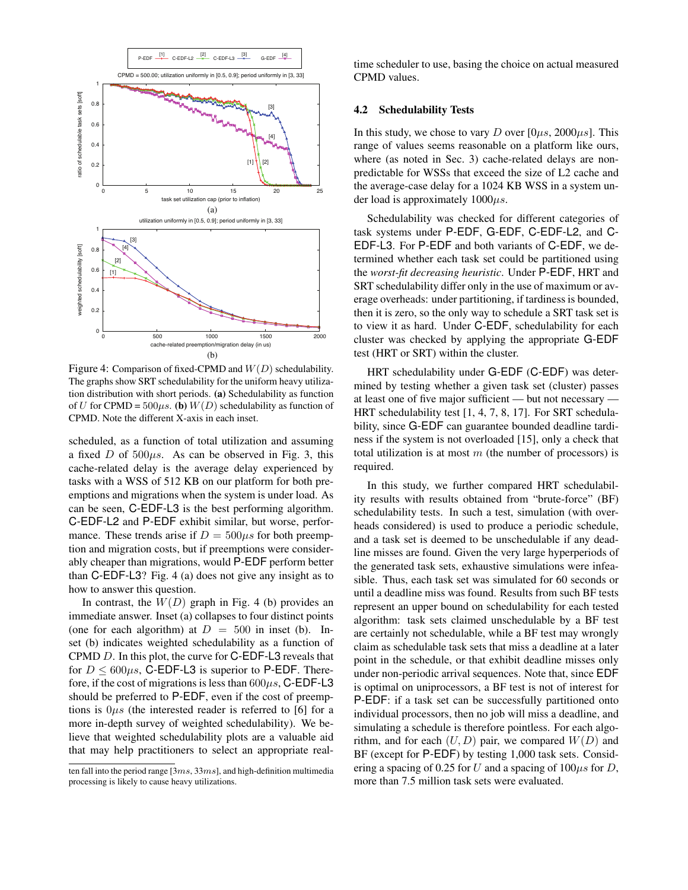P-EDF [1] C-EDF-L2 [2] C-EDF-L3 [3] G-EDF [4]

CPMD = 500.00; utilization uniformly in [0.5, 0.9]; period uniformly in [3, 33]

ratio of schedulable task sets [soft]

task set utilization cap (prior to inflation)

(a)

utilization uniformly in [0.5, 0.9]; period uniformly in [3, 33]

weighted schedulability [soft]

cache-related preemption/migration delay (in us)

(b)

Figure 4: Comparison of fixed-CPMD and $W(D)$ schedulability. The graphs show SRT schedulability for the uniform heavy utilization distribution with short periods. **(a)** Schedulability as function of $U$ for CPMD = $500\mu s$. **(b)** $W(D)$ schedulability as function of CPMD. Note the different X-axis in each inset.

scheduled, as a function of total utilization and assuming a fixed $D$ of $500\mu s$. As can be observed in Fig. 3, this cache-related delay is the average delay experienced by tasks with a WSS of 512 KB on our platform for both preemptions and migrations when the system is under load. As can be seen, C-EDF-L3 is the best performing algorithm. C-EDF-L2 and P-EDF exhibit similar, but worse, performance. These trends arise if $D = 500\mu s$ for both preemption and migration costs, but if preemptions were considerably cheaper than migrations, would P-EDF perform better than C-EDF-L3? Fig. 4 (a) does not give any insight as to how to answer this question.

In contrast, the $W(D)$ graph in Fig. 4 (b) provides an immediate answer. Inset (a) collapses to four distinct points (one for each algorithm) at $D = 500$ in inset (b). Inset (b) indicates weighted schedulability as a function of CPMD $D$. In this plot, the curve for C-EDF-L3 reveals that for $D \leq 600\mu s$, C-EDF-L3 is superior to P-EDF. Therefore, if the cost of migrations is less than $600\mu s$, C-EDF-L3 should be preferred to P-EDF, even if the cost of preemptions is $0\mu s$ (the interested reader is referred to [6] for a more in-depth survey of weighted schedulability). We believe that weighted schedulability plots are a valuable aid that may help practitioners to select an appropriate real-time scheduler to use, basing the choice on actual measured CPMD values.

ten fall into the period range [$3ms$, $33ms$], and high-definition multimedia processing is likely to cause heavy utilizations.

### 4.2 Schedulability Tests

In this study, we chose to vary $D$ over [$0\mu s$, $2000\mu s$]. This range of values seems reasonable on a platform like ours, where (as noted in Sec. 3) cache-related delays are non-predictable for WSSs that exceed the size of L2 cache and the average-case delay for a 1024 KB WSS in a system under load is approximately $1000\mu s$.

Schedulability was checked for different categories of task systems under P-EDF, G-EDF, C-EDF-L2, and C-EDF-L3. For P-EDF and both variants of C-EDF, we determined whether each task set could be partitioned using the *worst-fit decreasing heuristic*. Under P-EDF, HRT and SRT schedulability differ only in the use of maximum or average overheads: under partitioning, if tardiness is bounded, then it is zero, so the only way to schedule a SRT task set is to view it as hard. Under C-EDF, schedulability for each cluster was checked by applying the appropriate G-EDF test (HRT or SRT) within the cluster.

HRT schedulability under G-EDF (C-EDF) was determined by testing whether a given task set (cluster) passes at least one of five major sufficient — but not necessary — HRT schedulability test [1, 4, 7, 8, 17]. For SRT schedulability, since G-EDF can guarantee bounded deadline tardiness if the system is not overloaded [15], only a check that total utilization is at most $m$ (the number of processors) is required.

In this study, we further compared HRT schedulability results with results obtained from "brute-force" (BF) schedulability tests. In such a test, simulation (with overheads considered) is used to produce a periodic schedule, and a task set is deemed to be unschedulable if any deadline misses are found. Given the very large hyperperiods of the generated task sets, exhaustive simulations were infeasible. Thus, each task set was simulated for 60 seconds or until a deadline miss was found. Results from such BF tests represent an upper bound on schedulability for each tested algorithm: task sets claimed unschedulable by a BF test are certainly not schedulable, while a BF test may wrongly claim as schedulable task sets that miss a deadline at a later point in the schedule, or that exhibit deadline misses only under non-periodic arrival sequences. Note that, since EDF is optimal on uniprocessors, a BF test is not of interest for P-EDF: if a task set can be successfully partitioned onto individual processors, then no job will miss a deadline, and simulating a schedule is therefore pointless. For each algorithm, and for each $(U, D)$ pair, we compared $W(D)$ and BF (except for P-EDF) by testing 1,000 task sets. Considering a spacing of 0.25 for $U$ and a spacing of $100\mu s$ for $D$, more than 7.5 million task sets were evaluated.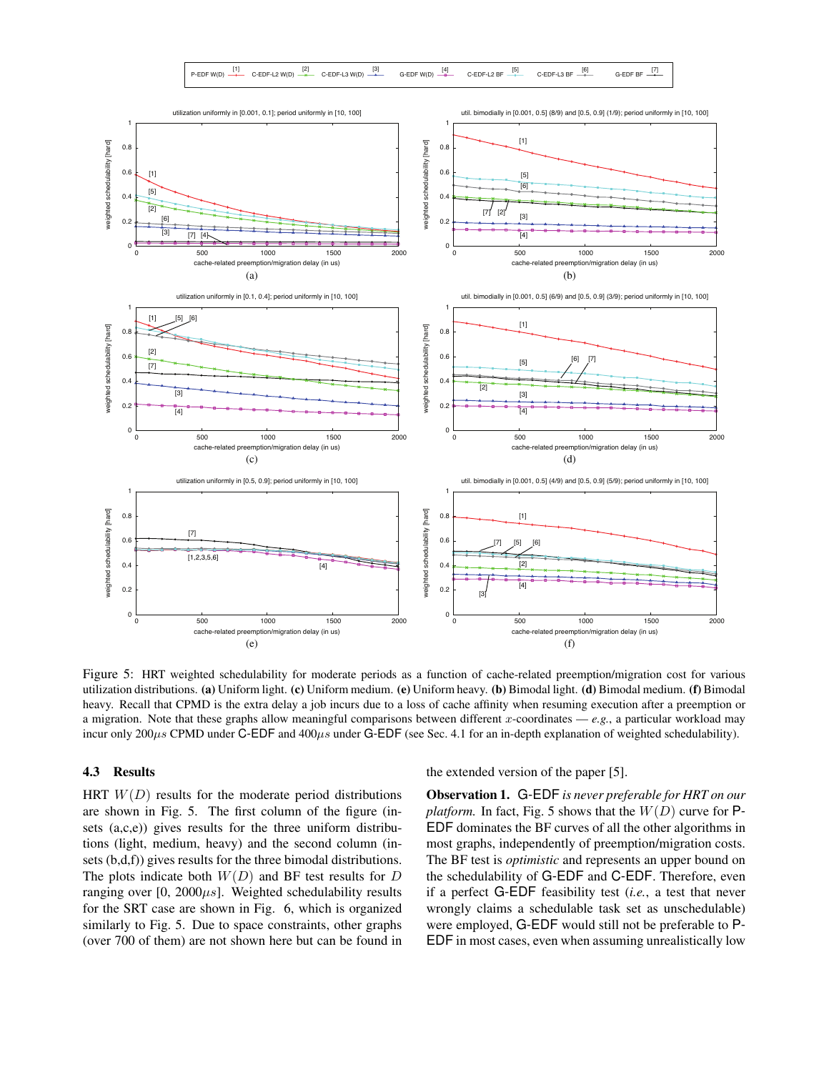Figure 5: HRT weighted schedulability for moderate periods as a function of cache-related preemption/migration cost for various utilization distributions. **(a)** Uniform light. **(c)** Uniform medium. **(e)** Uniform heavy. **(b)** Bimodal light. **(d)** Bimodal medium. **(f)** Bimodal heavy. Recall that CPMD is the extra delay a job incurs due to a loss of cache affinity when resuming execution after a preemption or a migration. Note that these graphs allow meaningful comparisons between different $x$-coordinates — *e.g.*, a particular workload may incur only 200$\mu s$ CPMD under C-EDF and 400$\mu s$ under G-EDF (see Sec. 4.1 for an in-depth explanation of weighted schedulability).

### 4.3 Results

HRT $W(D)$ results for the moderate period distributions are shown in Fig. 5. The first column of the figure (insets (a,c,e)) gives results for the three uniform distributions (light, medium, heavy) and the second column (insets (b,d,f)) gives results for the three bimodal distributions. The plots indicate both $W(D)$ and BF test results for $D$ ranging over [0, 2000$\mu s$]. Weighted schedulability results for the SRT case are shown in Fig. 6, which is organized similarly to Fig. 5. Due to space constraints, other graphs (over 700 of them) are not shown here but can be found in the extended version of the paper [5].

**Observation 1.** G-EDF *is never preferable for HRT on our platform.* In fact, Fig. 5 shows that the $W(D)$ curve for P-EDF dominates the BF curves of all the other algorithms in most graphs, independently of preemption/migration costs. The BF test is *optimistic* and represents an upper bound on the schedulability of G-EDF and C-EDF. Therefore, even if a perfect G-EDF feasibility test (*i.e.*, a test that never wrongly claims a schedulable task set as unschedulable) were employed, G-EDF would still not be preferable to P-EDF in most cases, even when assuming unrealistically low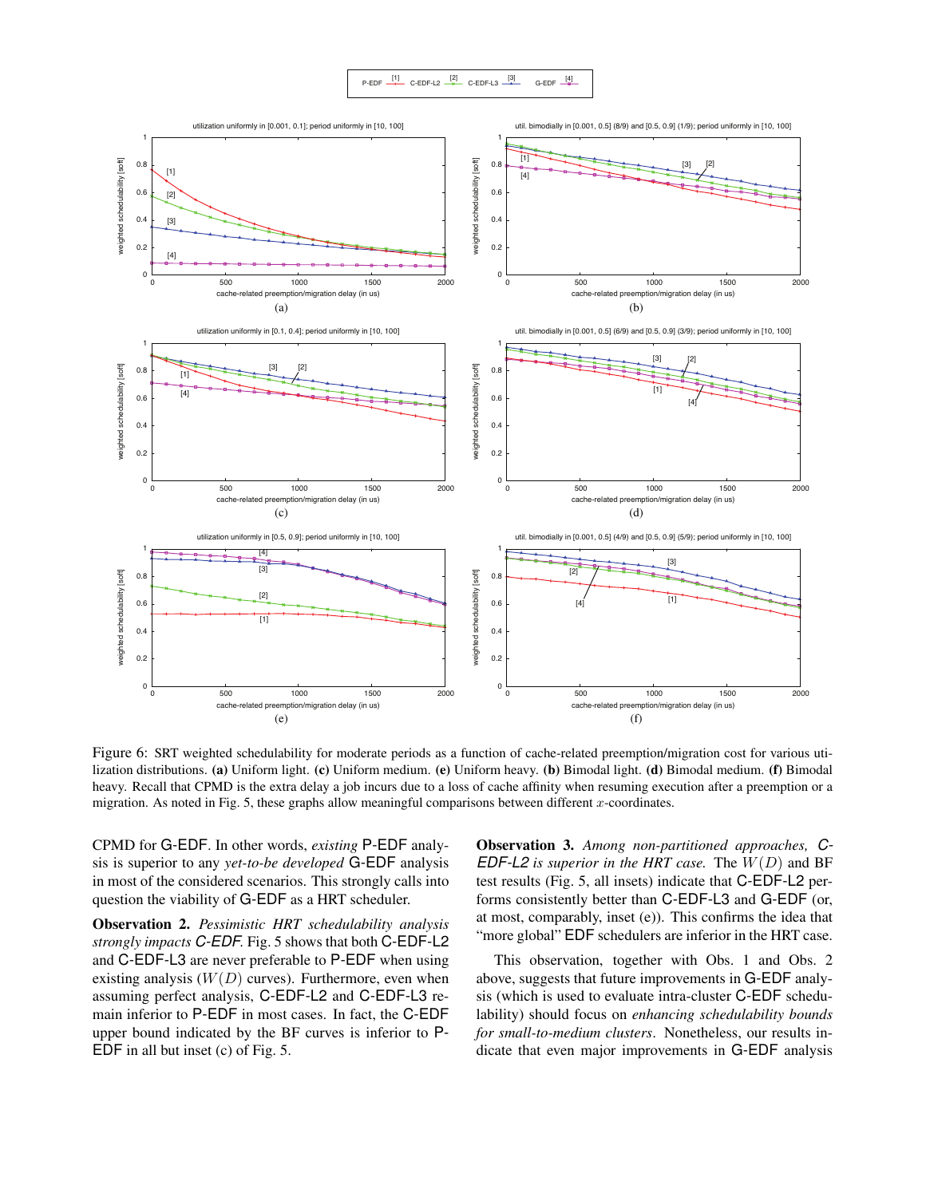Figure 6: SRT weighted schedulability for moderate periods as a function of cache-related preemption/migration cost for various utilization distributions. **(a)** Uniform light. **(c)** Uniform medium. **(e)** Uniform heavy. **(b)** Bimodal light. **(d)** Bimodal medium. **(f)** Bimodal heavy. Recall that CPMD is the extra delay a job incurs due to a loss of cache affinity when resuming execution after a preemption or a migration. As noted in Fig. 5, these graphs allow meaningful comparisons between different $x$-coordinates.

CPMD for G-EDF. In other words, *existing* P-EDF analysis is superior to any *yet-to-be developed* G-EDF analysis in most of the considered scenarios. This strongly calls into question the viability of G-EDF as a HRT scheduler.

**Observation 2.** *Pessimistic HRT schedulability analysis strongly impacts C-EDF.* Fig. 5 shows that both C-EDF-L2 and C-EDF-L3 are never preferable to P-EDF when using existing analysis ($W(D)$ curves). Furthermore, even when assuming perfect analysis, C-EDF-L2 and C-EDF-L3 remain inferior to P-EDF in most cases. In fact, the C-EDF upper bound indicated by the BF curves is inferior to P-EDF in all but inset (c) of Fig. 5.

**Observation 3.** *Among non-partitioned approaches, C-EDF-L2 is superior in the HRT case.* The $W(D)$ and BF test results (Fig. 5, all insets) indicate that C-EDF-L2 performs consistently better than C-EDF-L3 and G-EDF (or, at most, comparably, inset (e)). This confirms the idea that "more global" EDF schedulers are inferior in the HRT case.

This observation, together with Obs. 1 and Obs. 2 above, suggests that future improvements in G-EDF analysis (which is used to evaluate intra-cluster C-EDF schedulability) should focus on *enhancing schedulability bounds for small-to-medium clusters*. Nonetheless, our results indicate that even major improvements in G-EDF analysis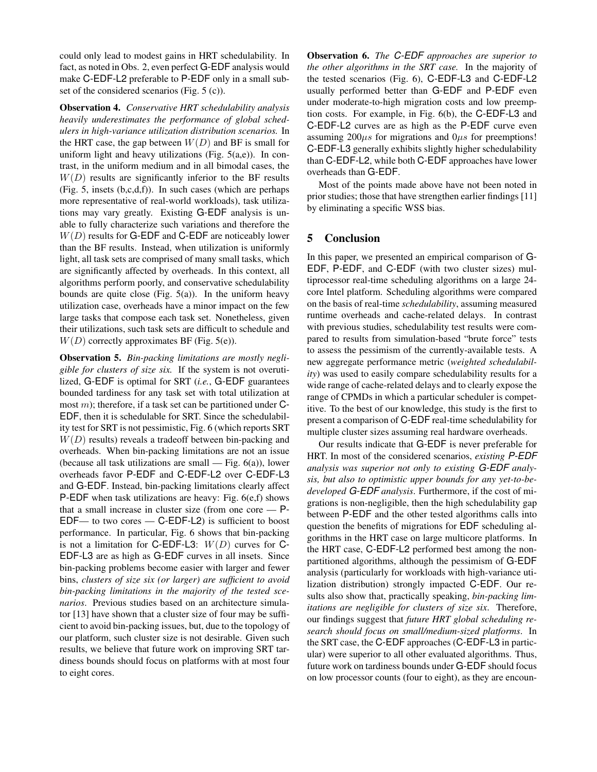could only lead to modest gains in HRT schedulability. In fact, as noted in Obs. 2, even perfect G-EDF analysis would make C-EDF-L2 preferable to P-EDF only in a small subset of the considered scenarios (Fig. 5 (c)).

**Observation 4.** *Conservative HRT schedulability analysis heavily underestimates the performance of global schedulers in high-variance utilization distribution scenarios.* In the HRT case, the gap between $W(D)$ and BF is small for uniform light and heavy utilizations (Fig. 5(a,e)). In contrast, in the uniform medium and in all bimodal cases, the $W(D)$ results are significantly inferior to the BF results (Fig. 5, insets (b,c,d,f)). In such cases (which are perhaps more representative of real-world workloads), task utilizations may vary greatly. Existing G-EDF analysis is unable to fully characterize such variations and therefore the $W(D)$ results for G-EDF and C-EDF are noticeably lower than the BF results. Instead, when utilization is uniformly light, all task sets are comprised of many small tasks, which are significantly affected by overheads. In this context, all algorithms perform poorly, and conservative schedulability bounds are quite close (Fig. 5(a)). In the uniform heavy utilization case, overheads have a minor impact on the few large tasks that compose each task set. Nonetheless, given their utilizations, such task sets are difficult to schedule and $W(D)$ correctly approximates BF (Fig. 5(e)).

**Observation 5.** *Bin-packing limitations are mostly negligible for clusters of size six.* If the system is not overutilized, G-EDF is optimal for SRT (*i.e.*, G-EDF guarantees bounded tardiness for any task set with total utilization at most $m$); therefore, if a task set can be partitioned under C-EDF, then it is schedulable for SRT. Since the schedulability test for SRT is not pessimistic, Fig. 6 (which reports SRT $W(D)$ results) reveals a tradeoff between bin-packing and overheads. When bin-packing limitations are not an issue (because all task utilizations are small — Fig. 6(a)), lower overheads favor P-EDF and C-EDF-L2 over C-EDF-L3 and G-EDF. Instead, bin-packing limitations clearly affect P-EDF when task utilizations are heavy: Fig. 6(e,f) shows that a small increase in cluster size (from one core — P-EDF— to two cores — C-EDF-L2) is sufficient to boost performance. In particular, Fig. 6 shows that bin-packing is not a limitation for C-EDF-L3: $W(D)$ curves for C-EDF-L3 are as high as G-EDF curves in all insets. Since bin-packing problems become easier with larger and fewer bins, *clusters of size six (or larger) are sufficient to avoid bin-packing limitations in the majority of the tested scenarios*. Previous studies based on an architecture simulator [13] have shown that a cluster size of four may be sufficient to avoid bin-packing issues, but, due to the topology of our platform, such cluster size is not desirable. Given such results, we believe that future work on improving SRT tardiness bounds should focus on platforms with at most four to eight cores.

**Observation 6.** *The C-EDF approaches are superior to the other algorithms in the SRT case.* In the majority of the tested scenarios (Fig. 6), C-EDF-L3 and C-EDF-L2 usually performed better than G-EDF and P-EDF even under moderate-to-high migration costs and low preemption costs. For example, in Fig. 6(b), the C-EDF-L3 and C-EDF-L2 curves are as high as the P-EDF curve even assuming $200\mu s$ for migrations and $0\mu s$ for preemptions! C-EDF-L3 generally exhibits slightly higher schedulability than C-EDF-L2, while both C-EDF approaches have lower overheads than G-EDF.

Most of the points made above have not been noted in prior studies; those that have strengthen earlier findings [11] by eliminating a specific WSS bias.

## 5 Conclusion

In this paper, we presented an empirical comparison of G-EDF, P-EDF, and C-EDF (with two cluster sizes) multiprocessor real-time scheduling algorithms on a large 24-core Intel platform. Scheduling algorithms were compared on the basis of real-time *schedulability*, assuming measured runtime overheads and cache-related delays. In contrast with previous studies, schedulability test results were compared to results from simulation-based "brute force" tests to assess the pessimism of the currently-available tests. A new aggregate performance metric (*weighted schedulability*) was used to easily compare schedulability results for a wide range of cache-related delays and to clearly expose the range of CPMDs in which a particular scheduler is competitive. To the best of our knowledge, this study is the first to present a comparison of C-EDF real-time schedulability for multiple cluster sizes assuming real hardware overheads.

Our results indicate that G-EDF is never preferable for HRT. In most of the considered scenarios, *existing P-EDF analysis was superior not only to existing G-EDF analysis, but also to optimistic upper bounds for any yet-to-be-developed G-EDF analysis*. Furthermore, if the cost of migrations is non-negligible, then the high schedulability gap between P-EDF and the other tested algorithms calls into question the benefits of migrations for EDF scheduling algorithms in the HRT case on large multicore platforms. In the HRT case, C-EDF-L2 performed best among the non-partitioned algorithms, although the pessimism of G-EDF analysis (particularly for workloads with high-variance utilization distribution) strongly impacted C-EDF. Our results also show that, practically speaking, *bin-packing limitations are negligible for clusters of size six*. Therefore, our findings suggest that *future HRT global scheduling research should focus on small/medium-sized platforms*. In the SRT case, the C-EDF approaches (C-EDF-L3 in particular) were superior to all other evaluated algorithms. Thus, future work on tardiness bounds under G-EDF should focus on low processor counts (four to eight), as they are encoun-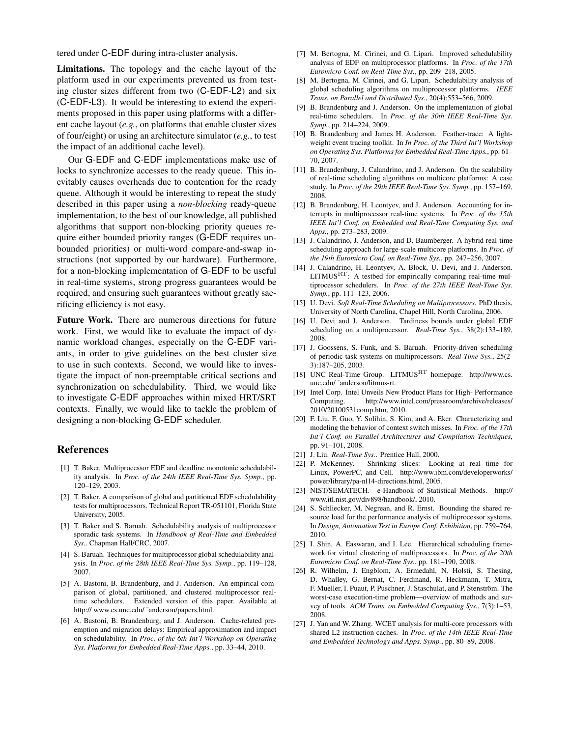tered under C-EDF during intra-cluster analysis.

**Limitations.** The topology and the cache layout of the platform used in our experiments prevented us from testing cluster sizes different from two (C-EDF-L2) and six (C-EDF-L3). It would be interesting to extend the experiments proposed in this paper using platforms with a different cache layout (*e.g.*, on platforms that enable cluster sizes of four/eight) or using an architecture simulator (*e.g.*, to test the impact of an additional cache level).

Our G-EDF and C-EDF implementations make use of locks to synchronize accesses to the ready queue. This inevitably causes overheads due to contention for the ready queue. Although it would be interesting to repeat the study described in this paper using a *non-blocking* ready-queue implementation, to the best of our knowledge, all published algorithms that support non-blocking priority queues require either bounded priority ranges (G-EDF requires unbounded priorities) or multi-word compare-and-swap instructions (not supported by our hardware). Furthermore, for a non-blocking implementation of G-EDF to be useful in real-time systems, strong progress guarantees would be required, and ensuring such guarantees without greatly sacrificing efficiency is not easy.

**Future Work.** There are numerous directions for future work. First, we would like to evaluate the impact of dynamic workload changes, especially on the C-EDF variants, in order to give guidelines on the best cluster size to use in such contexts. Second, we would like to investigate the impact of non-preemptable critical sections and synchronization on schedulability. Third, we would like to investigate C-EDF approaches within mixed HRT/SRT contexts. Finally, we would like to tackle the problem of designing a non-blocking G-EDF scheduler.

## References

[1] T. Baker. Multiprocessor EDF and deadline monotonic schedulability analysis. In *Proc. of the 24th IEEE Real-Time Sys. Symp.*, pp. 120–129, 2003.

[2] T. Baker. A comparison of global and partitioned EDF schedulability tests for multiprocessors. Technical Report TR-051101, Florida State University, 2005.

[3] T. Baker and S. Baruah. Schedulability analysis of multiprocessor sporadic task systems. In *Handbook of Real-Time and Embedded Sys.*. Chapman Hall/CRC, 2007.

[4] S. Baruah. Techniques for multiprocessor global schedulability analysis. In *Proc. of the 28th IEEE Real-Time Sys. Symp.*, pp. 119–128, 2007.

[5] A. Bastoni, B. Brandenburg, and J. Anderson. An empirical comparison of global, partitioned, and clustered multiprocessor real-time schedulers. Extended version of this paper. Available at http:// www.cs.unc.edu/ ˜anderson/papers.html.

[6] A. Bastoni, B. Brandenburg, and J. Anderson. Cache-related preemption and migration delays: Empirical approximation and impact on schedulability. In *Proc. of the 6th Int'l Workshop on Operating Sys. Platforms for Embedded Real-Time Apps.*, pp. 33–44, 2010.

[7] M. Bertogna, M. Cirinei, and G. Lipari. Improved schedulability analysis of EDF on multiprocessor platforms. In *Proc. of the 17th Euromicro Conf. on Real-Time Sys.*, pp. 209–218, 2005.

[8] M. Bertogna, M. Cirinei, and G. Lipari. Schedulability analysis of global scheduling algorithms on multiprocessor platforms. *IEEE Trans. on Parallel and Distributed Sys.*, 20(4):553–566, 2009.

[9] B. Brandenburg and J. Anderson. On the implementation of global real-time schedulers. In *Proc. of the 30th IEEE Real-Time Sys. Symp.*, pp. 214–224, 2009.

[10] B. Brandenburg and James H. Anderson. Feather-trace: A light-weight event tracing toolkit. In *In Proc. of the Third Int'l Workshop on Operating Sys. Platforms for Embedded Real-Time Apps.*, pp. 61–70, 2007.

[11] B. Brandenburg, J. Calandrino, and J. Anderson. On the scalability of real-time scheduling algorithms on multicore platforms: A case study. In *Proc. of the 29th IEEE Real-Time Sys. Symp.*, pp. 157–169, 2008.

[12] B. Brandenburg, H. Leontyev, and J. Anderson. Accounting for interrupts in multiprocessor real-time systems. In *Proc. of the 15th IEEE Int'l Conf. on Embedded and Real-Time Computing Sys. and Apps.*, pp. 273–283, 2009.

[13] J. Calandrino, J. Anderson, and D. Baumberger. A hybrid real-time scheduling approach for large-scale multicore platforms. In *Proc. of the 19th Euromicro Conf. on Real-Time Sys.*, pp. 247–256, 2007.

[14] J. Calandrino, H. Leontyev, A. Block, U. Devi, and J. Anderson. LITMUS$^{\mathrm{RT}}$: A testbed for empirically comparing real-time multiprocessor schedulers. In *Proc. of the 27th IEEE Real-Time Sys. Symp.*, pp. 111–123, 2006.

[15] U. Devi. *Soft Real-Time Scheduling on Multiprocessors*. PhD thesis, University of North Carolina, Chapel Hill, North Carolina, 2006.

[16] U. Devi and J. Anderson. Tardiness bounds under global EDF scheduling on a multiprocessor. *Real-Time Sys.*, 38(2):133–189, 2008.

[17] J. Goossens, S. Funk, and S. Baruah. Priority-driven scheduling of periodic task systems on multiprocessors. *Real-Time Sys.*, 25(2-3):187–205, 2003.

[18] UNC Real-Time Group. LITMUS$^{\mathrm{RT}}$ homepage. http://www.cs.unc.edu/ ˜anderson/litmus-rt.

[19] Intel Corp. Intel Unveils New Product Plans for High- Performance Computing. http://www.intel.com/pressroom/archive/releases/2010/20100531comp.htm, 2010.

[20] F. Liu, F. Guo, Y. Solihin, S. Kim, and A. Eker. Characterizing and modeling the behavior of context switch misses. In *Proc. of the 17th Int'l Conf. on Parallel Architectures and Compilation Techniques*, pp. 91–101, 2008.

[21] J. Liu. *Real-Time Sys.*. Prentice Hall, 2000.

[22] P. McKenney. Shrinking slices: Looking at real time for Linux, PowerPC, and Cell. http://www.ibm.com/developerworks/power/library/pa-nl14-directions.html, 2005.

[23] NIST/SEMATECH. e-Handbook of Statistical Methods. http://www.itl.nist.gov/div898/handbook/, 2010.

[24] S. Schliecker, M. Negrean, and R. Ernst. Bounding the shared resource load for the performance analysis of multiprocessor systems. In *Design, Automation Test in Europe Conf. Exhibition*, pp. 759–764, 2010.

[25] I. Shin, A. Easwaran, and I. Lee. Hierarchical scheduling framework for virtual clustering of multiprocessors. In *Proc. of the 20th Euromicro Conf. on Real-Time Sys.*, pp. 181–190, 2008.

[26] R. Wilhelm, J. Engblom, A. Ermedahl, N. Holsti, S. Thesing, D. Whalley, G. Bernat, C. Ferdinand, R. Heckmann, T. Mitra, F. Mueller, I. Puaut, P. Puschner, J. Staschulat, and P. Stenström. The worst-case execution-time problem—overview of methods and survey of tools. *ACM Trans. on Embedded Computing Sys.*, 7(3):1–53, 2008.

[27] J. Yan and W. Zhang. WCET analysis for multi-core processors with shared L2 instruction caches. In *Proc. of the 14th IEEE Real-Time and Embedded Technology and Apps. Symp.*, pp. 80–89, 2008.